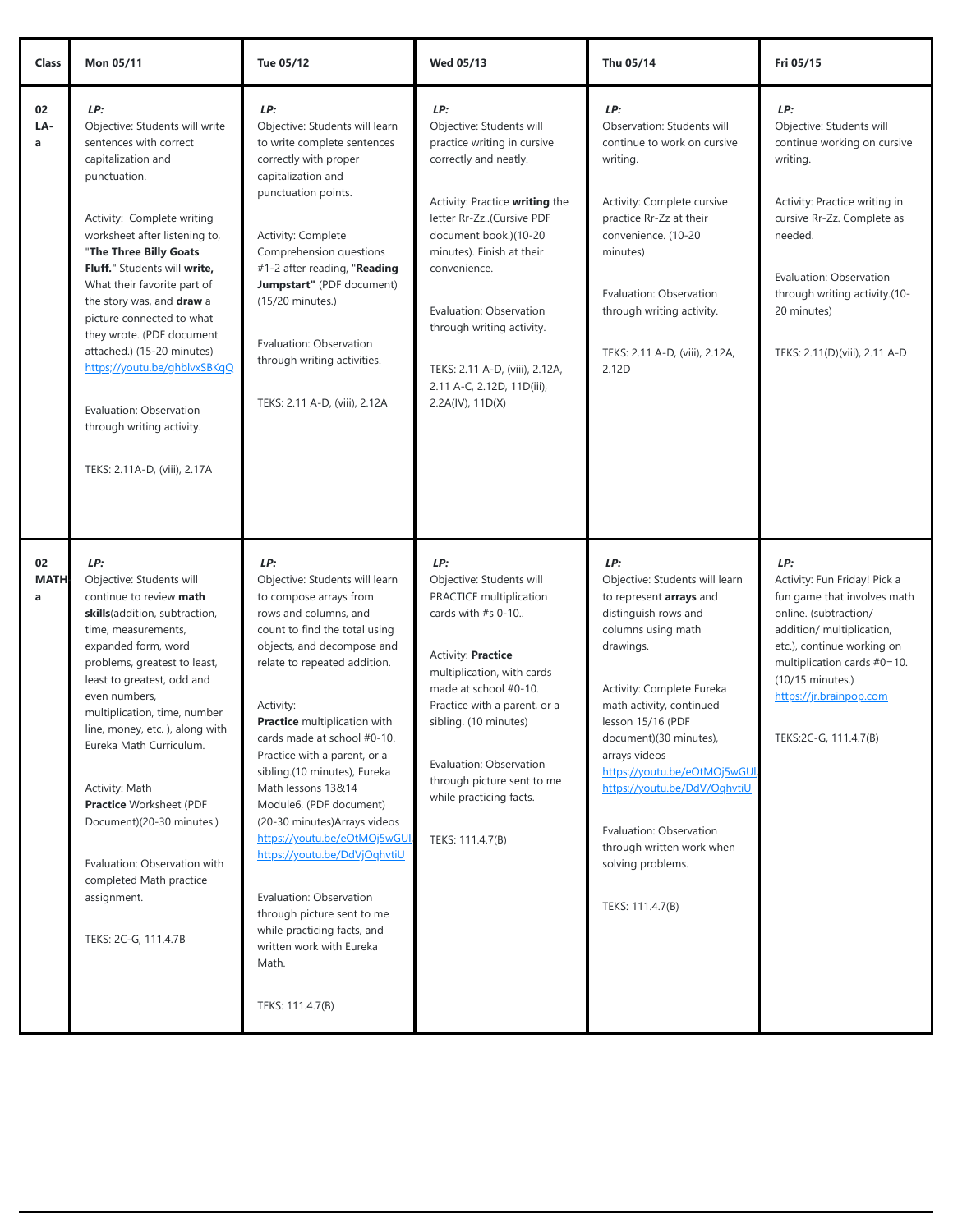| Class | Mon 05/11 | Tue 05/12 | Wed 05/13 | Thu 05/14 | Fri 05/15 |
|---|---|---|---|---|---|
| 02 LA-a | ***LP:***<br>Objective: Students will write sentences with correct capitalization and punctuation.<br><br>Activity: Complete writing worksheet after listening to, "**The Three Billy Goats Fluff.**" Students will **write,** What their favorite part of the story was, and **draw** a picture connected to what they wrote. (PDF document attached.) (15-20 minutes) https://youtu.be/ghblvxSBKqQ<br><br>Evaluation: Observation through writing activity.<br><br>TEKS: 2.11A-D, (viii), 2.17A | ***LP:***<br>Objective: Students will learn to write complete sentences correctly with proper capitalization and punctuation points.<br><br>Activity: Complete Comprehension questions #1-2 after reading, "**Reading Jumpstart"** (PDF document) (15/20 minutes.)<br><br>Evaluation: Observation through writing activities.<br><br>TEKS: 2.11 A-D, (viii), 2.12A | ***LP:***<br>Objective: Students will practice writing in cursive correctly and neatly.<br><br>Activity: Practice **writing** the letter Rr-Zz..(Cursive PDF document book.)(10-20 minutes). Finish at their convenience.<br><br>Evaluation: Observation through writing activity.<br><br>TEKS: 2.11 A-D, (viii), 2.12A, 2.11 A-C, 2.12D, 11D(iii), 2.2A(IV), 11D(X) | ***LP:***<br>Observation: Students will continue to work on cursive writing.<br><br>Activity: Complete cursive practice Rr-Zz at their convenience. (10-20 minutes)<br><br>Evaluation: Observation through writing activity.<br><br>TEKS: 2.11 A-D, (viii), 2.12A, 2.12D | ***LP:***<br>Objective: Students will continue working on cursive writing.<br><br>Activity: Practice writing in cursive Rr-Zz. Complete as needed.<br><br>Evaluation: Observation through writing activity.(10-20 minutes)<br><br>TEKS: 2.11(D)(viii), 2.11 A-D |
| 02 MATH a | ***LP:***<br>Objective: Students will continue to review **math skills**(addition, subtraction, time, measurements, expanded form, word problems, greatest to least, least to greatest, odd and even numbers, multiplication, time, number line, money, etc. ), along with Eureka Math Curriculum.<br><br>Activity: Math **Practice** Worksheet (PDF Document)(20-30 minutes.)<br><br>Evaluation: Observation with completed Math practice assignment.<br><br>TEKS: 2C-G, 111.4.7B | ***LP:***<br>Objective: Students will learn to compose arrays from rows and columns, and count to find the total using objects, and decompose and relate to repeated addition.<br><br>Activity:<br>**Practice** multiplication with cards made at school #0-10. Practice with a parent, or a sibling.(10 minutes), Eureka Math lessons 13&14 Module6, (PDF document) (20-30 minutes)Arrays videos https://youtu.be/eOtMOj5wGUI, https://youtu.be/DdVjOqhvtiU<br><br>Evaluation: Observation through picture sent to me while practicing facts, and written work with Eureka Math.<br><br>TEKS: 111.4.7(B) | ***LP:***<br>Objective: Students will PRACTICE multiplication cards with #s 0-10..<br><br>Activity: **Practice** multiplication, with cards made at school #0-10. Practice with a parent, or a sibling. (10 minutes)<br><br>Evaluation: Observation through picture sent to me while practicing facts.<br><br>TEKS: 111.4.7(B) | ***LP:***<br>Objective: Students will learn to represent **arrays** and distinguish rows and columns using math drawings.<br><br>Activity: Complete Eureka math activity, continued lesson 15/16 (PDF document)(30 minutes), arrays videos https://youtu.be/eOtMOj5wGUI, https://youtu.be/DdV/OqhvtiU<br><br>Evaluation: Observation through written work when solving problems.<br><br>TEKS: 111.4.7(B) | ***LP:***<br>Activity: Fun Friday! Pick a fun game that involves math online. (subtraction/ addition/ multiplication, etc.), continue working on multiplication cards #0=10. (10/15 minutes.)<br>https://jr.brainpop.com<br><br>TEKS:2C-G, 111.4.7(B) |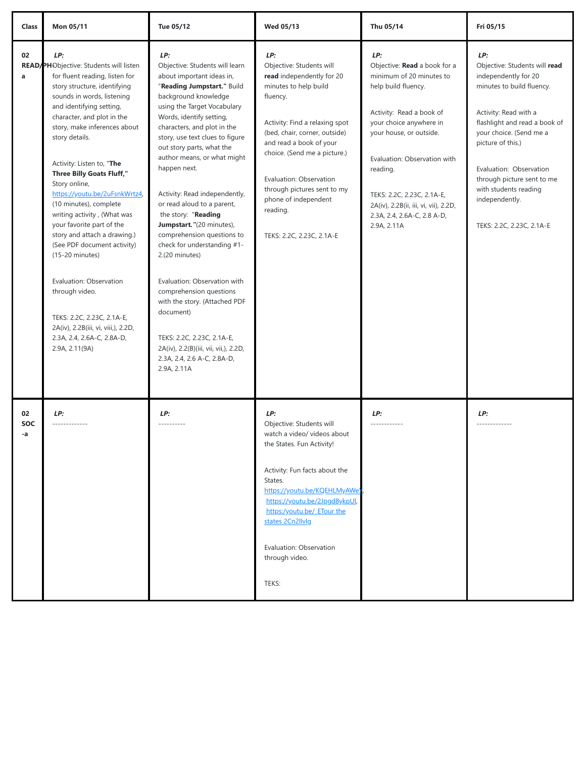| Class | Mon 05/11 | Tue 05/12 | Wed 05/13 | Thu 05/14 | Fri 05/15 |
| --- | --- | --- | --- | --- | --- |
| 02 READ/PH-a | ***LP:*** Objective: Students will listen for fluent reading, listen for story structure, identifying sounds in words, listening and identifying setting, character, and plot in the story, make inferences about story details.<br><br>Activity: Listen to, "**The Three Billy Goats Fluff,"** Story online, https://youtu.be/2uFsnkWrtz4, (10 minutes), complete writing activity , (What was your favorite part of the story and attach a drawing.) (See PDF document activity) (15-20 minutes)<br><br>Evaluation: Observation through video.<br><br>TEKS: 2.2C, 2.23C, 2.1A-E, 2A(iv), 2.2B(iii, vi, viii,), 2.2D, 2.3A, 2.4, 2.6A-C, 2.8A-D, 2.9A, 2.11(9A) | ***LP:*** Objective: Students will learn about important ideas in, "**Reading Jumpstart."** Build background knowledge using the Target Vocabulary Words, identify setting, characters, and plot in the story, use text clues to figure out story parts, what the author means, or what might happen next.<br><br>Activity: Read independently, or read aloud to a parent, the story: "**Reading Jumpstart."**(20 minutes), comprehension questions to check for understanding #1-2.(20 minutes)<br><br>Evaluation: Observation with comprehension questions with the story. (Attached PDF document)<br><br>TEKS: 2.2C, 2.23C, 2.1A-E, 2A(iv), 2.2(B)(iii, vii, vii,), 2.2D, 2.3A, 2.4, 2.6 A-C, 2.8A-D, 2.9A, 2.11A | ***LP:*** Objective: Students will **read** independently for 20 minutes to help build fluency.<br><br>Activity: Find a relaxing spot (bed, chair, corner, outside) and read a book of your choice. (Send me a picture.)<br><br>Evaluation: Observation through pictures sent to my phone of independent reading.<br><br>TEKS: 2.2C, 2.23C, 2.1A-E | ***LP:*** Objective: **Read** a book for a minimum of 20 minutes to help build fluency.<br><br>Activity: Read a book of your choice anywhere in your house, or outside.<br><br>Evaluation: Observation with reading.<br><br>TEKS: 2.2C, 2.23C, 2.1A-E, 2A(iv), 2.2B(ii, iii, vi, vii), 2.2D, 2.3A, 2.4, 2.6A-C, 2.8 A-D, 2.9A, 2.11A | ***LP:*** Objective: Students will **read** independently for 20 minutes to build fluency.<br><br>Activity: Read with a flashlight and read a book of your choice. (Send me a picture of this.)<br><br>Evaluation: Observation through picture sent to me with students reading independently.<br><br>TEKS: 2.2C, 2.23C, 2.1A-E |
| 02 SOC -a | ***LP:*** ------------- | ***LP:*** ---------- | ***LP:*** Objective: Students will watch a video/ videos about the States. Fun Activity!<br><br>Activity: Fun facts about the States. https://youtu.be/KQEHLMyAWeY, https://youtu.be/2Jpgd8ykpUI, https://youtu.be/_ETour the states 2Cn2llvlg<br><br>Evaluation: Observation through video.<br><br>TEKS: | ***LP:*** ------------ | ***LP:*** ------------- |